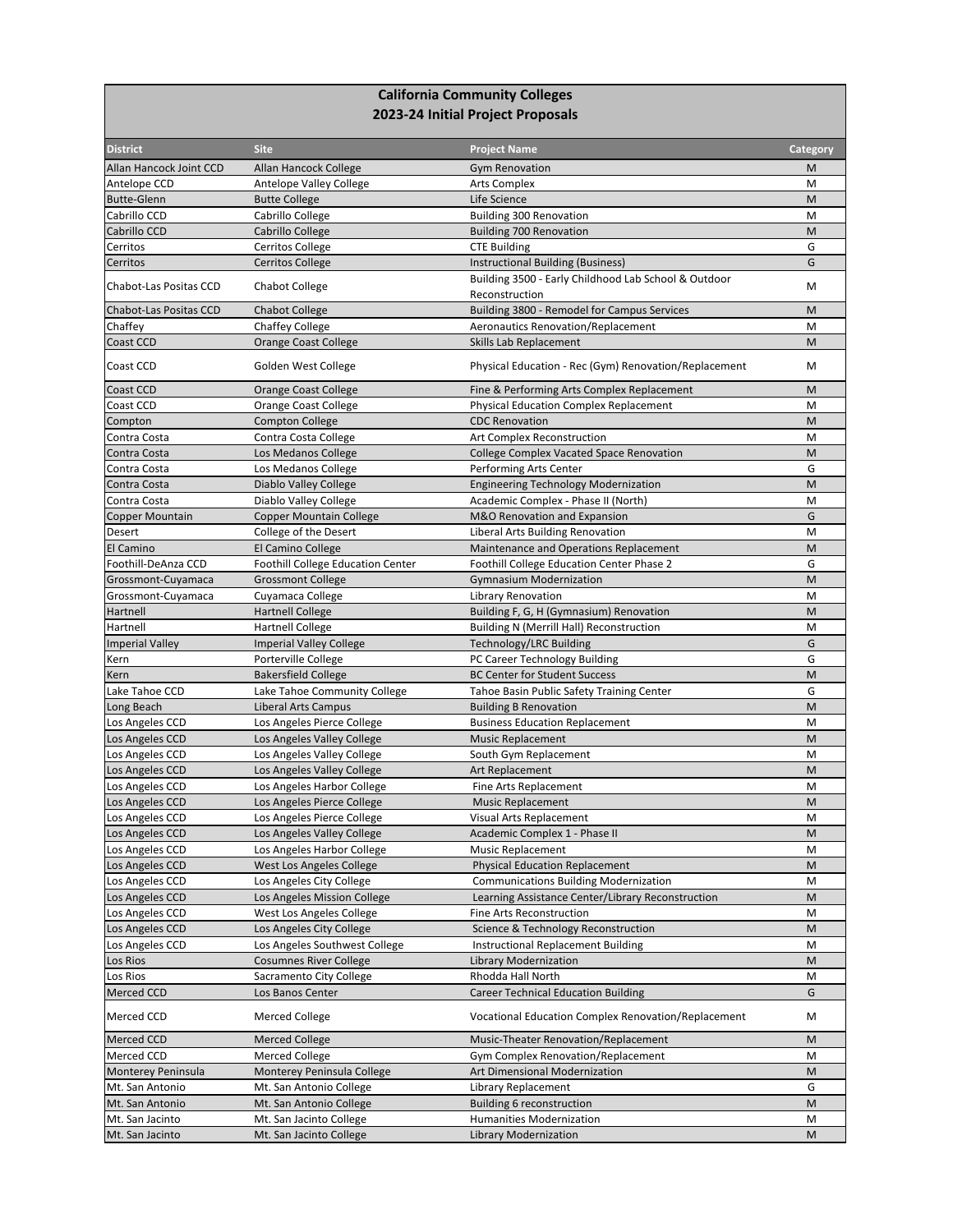# California Community Colleges
## 2023-24 Initial Project Proposals

| District | Site | Project Name | Category |
|---|---|---|---|
| Allan Hancock Joint CCD | Allan Hancock College | Gym Renovation | M |
| Antelope CCD | Antelope Valley College | Arts Complex | M |
| Butte-Glenn | Butte College | Life Science | M |
| Cabrillo CCD | Cabrillo College | Building 300 Renovation | M |
| Cabrillo CCD | Cabrillo College | Building 700 Renovation | M |
| Cerritos | Cerritos College | CTE Building | G |
| Cerritos | Cerritos College | Instructional Building (Business) | G |
| Chabot-Las Positas CCD | Chabot College | Building 3500 - Early Childhood Lab School & Outdoor Reconstruction | M |
| Chabot-Las Positas CCD | Chabot College | Building 3800 - Remodel for Campus Services | M |
| Chaffey | Chaffey College | Aeronautics Renovation/Replacement | M |
| Coast CCD | Orange Coast College | Skills Lab Replacement | M |
| Coast CCD | Golden West College | Physical Education - Rec (Gym) Renovation/Replacement | M |
| Coast CCD | Orange Coast College | Fine & Performing Arts Complex Replacement | M |
| Coast CCD | Orange Coast College | Physical Education Complex Replacement | M |
| Compton | Compton College | CDC Renovation | M |
| Contra Costa | Contra Costa College | Art Complex Reconstruction | M |
| Contra Costa | Los Medanos College | College Complex Vacated Space Renovation | M |
| Contra Costa | Los Medanos College | Performing Arts Center | G |
| Contra Costa | Diablo Valley College | Engineering Technology Modernization | M |
| Contra Costa | Diablo Valley College | Academic Complex - Phase II (North) | M |
| Copper Mountain | Copper Mountain College | M&O Renovation and Expansion | G |
| Desert | College of the Desert | Liberal Arts Building Renovation | M |
| El Camino | El Camino College | Maintenance and Operations Replacement | M |
| Foothill-DeAnza CCD | Foothill College Education Center | Foothill College Education Center Phase 2 | G |
| Grossmont-Cuyamaca | Grossmont College | Gymnasium Modernization | M |
| Grossmont-Cuyamaca | Cuyamaca College | Library Renovation | M |
| Hartnell | Hartnell College | Building F, G, H (Gymnasium) Renovation | M |
| Hartnell | Hartnell College | Building N (Merrill Hall) Reconstruction | M |
| Imperial Valley | Imperial Valley College | Technology/LRC Building | G |
| Kern | Porterville College | PC Career Technology Building | G |
| Kern | Bakersfield College | BC Center for Student Success | M |
| Lake Tahoe CCD | Lake Tahoe Community College | Tahoe Basin Public Safety Training Center | G |
| Long Beach | Liberal Arts Campus | Building B Renovation | M |
| Los Angeles CCD | Los Angeles Pierce College | Business Education Replacement | M |
| Los Angeles CCD | Los Angeles Valley College | Music Replacement | M |
| Los Angeles CCD | Los Angeles Valley College | South Gym Replacement | M |
| Los Angeles CCD | Los Angeles Valley College | Art Replacement | M |
| Los Angeles CCD | Los Angeles Harbor College | Fine Arts Replacement | M |
| Los Angeles CCD | Los Angeles Pierce College | Music Replacement | M |
| Los Angeles CCD | Los Angeles Pierce College | Visual Arts Replacement | M |
| Los Angeles CCD | Los Angeles Valley College | Academic Complex 1 - Phase II | M |
| Los Angeles CCD | Los Angeles Harbor College | Music Replacement | M |
| Los Angeles CCD | West Los Angeles College | Physical Education Replacement | M |
| Los Angeles CCD | Los Angeles City College | Communications Building Modernization | M |
| Los Angeles CCD | Los Angeles Mission College | Learning Assistance Center/Library Reconstruction | M |
| Los Angeles CCD | West Los Angeles College | Fine Arts Reconstruction | M |
| Los Angeles CCD | Los Angeles City College | Science & Technology Reconstruction | M |
| Los Angeles CCD | Los Angeles Southwest College | Instructional Replacement Building | M |
| Los Rios | Cosumnes River College | Library Modernization | M |
| Los Rios | Sacramento City College | Rhodda Hall North | M |
| Merced CCD | Los Banos Center | Career Technical Education Building | G |
| Merced CCD | Merced College | Vocational Education Complex Renovation/Replacement | M |
| Merced CCD | Merced College | Music-Theater Renovation/Replacement | M |
| Merced CCD | Merced College | Gym Complex Renovation/Replacement | M |
| Monterey Peninsula | Monterey Peninsula College | Art Dimensional Modernization | M |
| Mt. San Antonio | Mt. San Antonio College | Library Replacement | G |
| Mt. San Antonio | Mt. San Antonio College | Building 6 reconstruction | M |
| Mt. San Jacinto | Mt. San Jacinto College | Humanities Modernization | M |
| Mt. San Jacinto | Mt. San Jacinto College | Library Modernization | M |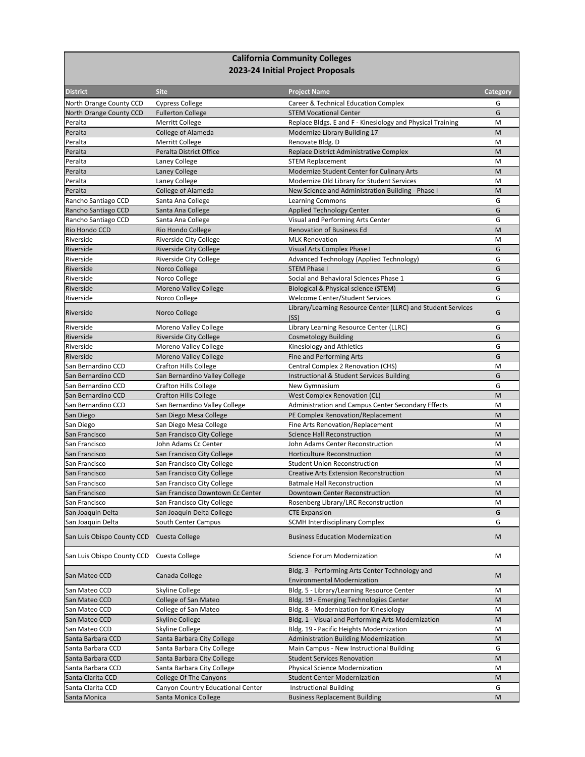# California Community Colleges
## 2023-24 Initial Project Proposals

| District | Site | Project Name | Category |
|---|---|---|---|
| North Orange County CCD | Cypress College | Career & Technical Education Complex | G |
| North Orange County CCD | Fullerton College | STEM Vocational Center | G |
| Peralta | Merritt College | Replace Bldgs. E and F - Kinesiology and Physical Training | M |
| Peralta | College of Alameda | Modernize Library Building 17 | M |
| Peralta | Merritt College | Renovate Bldg. D | M |
| Peralta | Peralta District Office | Replace District Administrative Complex | M |
| Peralta | Laney College | STEM Replacement | M |
| Peralta | Laney College | Modernize Student Center for Culinary Arts | M |
| Peralta | Laney College | Modernize Old Library for Student Services | M |
| Peralta | College of Alameda | New Science and Administration Building - Phase I | M |
| Rancho Santiago CCD | Santa Ana College | Learning Commons | G |
| Rancho Santiago CCD | Santa Ana College | Applied Technology Center | G |
| Rancho Santiago CCD | Santa Ana College | Visual and Performing Arts Center | G |
| Rio Hondo CCD | Rio Hondo College | Renovation of Business Ed | M |
| Riverside | Riverside City College | MLK Renovation | M |
| Riverside | Riverside City College | Visual Arts Complex Phase I | G |
| Riverside | Riverside City College | Advanced Technology (Applied Technology) | G |
| Riverside | Norco College | STEM Phase I | G |
| Riverside | Norco College | Social and Behavioral Sciences Phase 1 | G |
| Riverside | Moreno Valley College | Biological & Physical science (STEM) | G |
| Riverside | Norco College | Welcome Center/Student Services | G |
| Riverside | Norco College | Library/Learning Resource Center (LLRC) and Student Services (SS) | G |
| Riverside | Moreno Valley College | Library Learning Resource Center (LLRC) | G |
| Riverside | Riverside City College | Cosmetology Building | G |
| Riverside | Moreno Valley College | Kinesiology and Athletics | G |
| Riverside | Moreno Valley College | Fine and Performing Arts | G |
| San Bernardino CCD | Crafton Hills College | Central Complex 2 Renovation (CHS) | M |
| San Bernardino CCD | San Bernardino Valley College | Instructional & Student Services Building | G |
| San Bernardino CCD | Crafton Hills College | New Gymnasium | G |
| San Bernardino CCD | Crafton Hills College | West Complex Renovation (CL) | M |
| San Bernardino CCD | San Bernardino Valley College | Administration and Campus Center Secondary Effects | M |
| San Diego | San Diego Mesa College | PE Complex Renovation/Replacement | M |
| San Diego | San Diego Mesa College | Fine Arts Renovation/Replacement | M |
| San Francisco | San Francisco City College | Science Hall Reconstruction | M |
| San Francisco | John Adams Cc Center | John Adams Center Reconstruction | M |
| San Francisco | San Francisco City College | Horticulture Reconstruction | M |
| San Francisco | San Francisco City College | Student Union Reconstruction | M |
| San Francisco | San Francisco City College | Creative Arts Extension Reconstruction | M |
| San Francisco | San Francisco City College | Batmale Hall Reconstruction | M |
| San Francisco | San Francisco Downtown Cc Center | Downtown Center Reconstruction | M |
| San Francisco | San Francisco City College | Rosenberg Library/LRC Reconstruction | M |
| San Joaquin Delta | San Joaquin Delta College | CTE Expansion | G |
| San Joaquin Delta | South Center Campus | SCMH Interdisciplinary Complex | G |
| San Luis Obispo County CCD | Cuesta College | Business Education Modernization | M |
| San Luis Obispo County CCD | Cuesta College | Science Forum Modernization | M |
| San Mateo CCD | Canada College | Bldg. 3 - Performing Arts Center Technology and Environmental Modernization | M |
| San Mateo CCD | Skyline College | Bldg. 5 - Library/Learning Resource Center | M |
| San Mateo CCD | College of San Mateo | Bldg. 19 - Emerging Technologies Center | M |
| San Mateo CCD | College of San Mateo | Bldg. 8 - Modernization for Kinesiology | M |
| San Mateo CCD | Skyline College | Bldg. 1 - Visual and Performing Arts Modernization | M |
| San Mateo CCD | Skyline College | Bldg. 19 - Pacific Heights Modernization | M |
| Santa Barbara CCD | Santa Barbara City College | Administration Building Modernization | M |
| Santa Barbara CCD | Santa Barbara City College | Main Campus - New Instructional Building | G |
| Santa Barbara CCD | Santa Barbara City College | Student Services Renovation | M |
| Santa Barbara CCD | Santa Barbara City College | Physical Science Modernization | M |
| Santa Clarita CCD | College Of The Canyons | Student Center Modernization | M |
| Santa Clarita CCD | Canyon Country Educational Center | Instructional Building | G |
| Santa Monica | Santa Monica College | Business Replacement Building | M |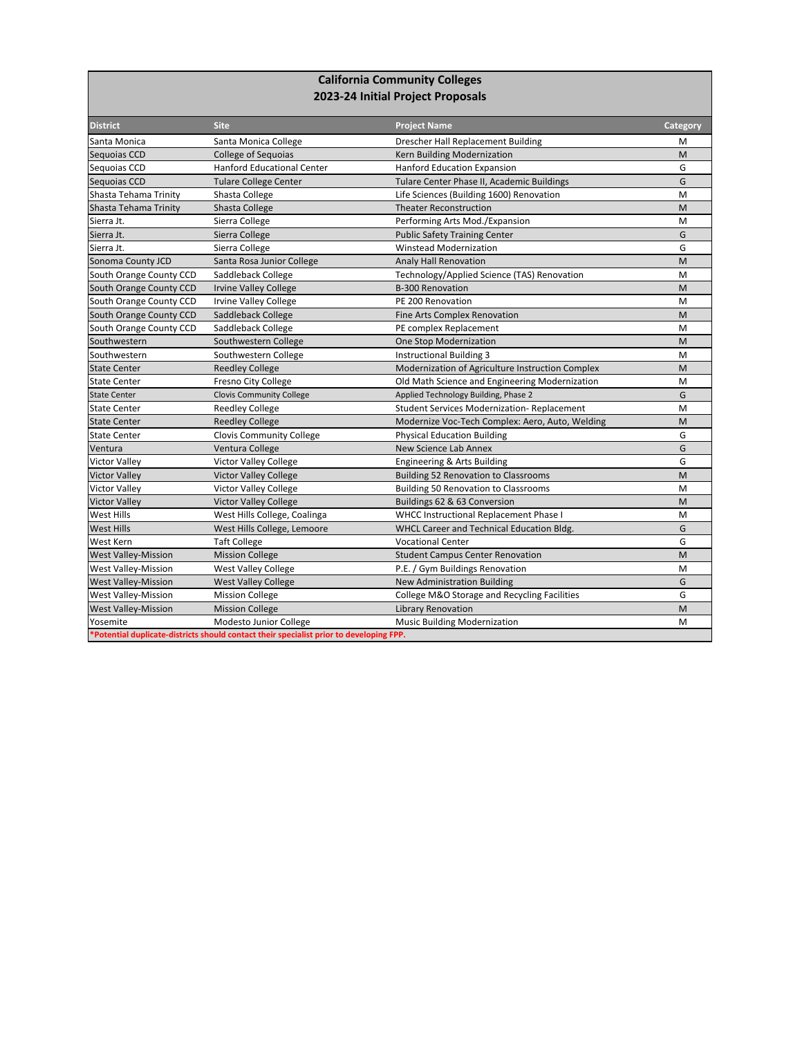## California Community Colleges
## 2023-24 Initial Project Proposals

| District | Site | Project Name | Category |
|---|---|---|---|
| Santa Monica | Santa Monica College | Drescher Hall Replacement Building | M |
| Sequoias CCD | College of Sequoias | Kern Building Modernization | M |
| Sequoias CCD | Hanford Educational Center | Hanford Education Expansion | G |
| Sequoias CCD | Tulare College Center | Tulare Center Phase II, Academic Buildings | G |
| Shasta Tehama Trinity | Shasta College | Life Sciences (Building 1600) Renovation | M |
| Shasta Tehama Trinity | Shasta College | Theater Reconstruction | M |
| Sierra Jt. | Sierra College | Performing Arts Mod./Expansion | M |
| Sierra Jt. | Sierra College | Public Safety Training Center | G |
| Sierra Jt. | Sierra College | Winstead Modernization | G |
| Sonoma County JCD | Santa Rosa Junior College | Analy Hall Renovation | M |
| South Orange County CCD | Saddleback College | Technology/Applied Science (TAS) Renovation | M |
| South Orange County CCD | Irvine Valley College | B-300 Renovation | M |
| South Orange County CCD | Irvine Valley College | PE 200 Renovation | M |
| South Orange County CCD | Saddleback College | Fine Arts Complex Renovation | M |
| South Orange County CCD | Saddleback College | PE complex Replacement | M |
| Southwestern | Southwestern College | One Stop Modernization | M |
| Southwestern | Southwestern College | Instructional Building 3 | M |
| State Center | Reedley College | Modernization of Agriculture Instruction Complex | M |
| State Center | Fresno City College | Old Math Science and Engineering Modernization | M |
| State Center | Clovis Community College | Applied Technology Building, Phase 2 | G |
| State Center | Reedley College | Student Services Modernization- Replacement | M |
| State Center | Reedley College | Modernize Voc-Tech Complex: Aero, Auto, Welding | M |
| State Center | Clovis Community College | Physical Education Building | G |
| Ventura | Ventura College | New Science Lab Annex | G |
| Victor Valley | Victor Valley College | Engineering & Arts Building | G |
| Victor Valley | Victor Valley College | Building 52 Renovation to Classrooms | M |
| Victor Valley | Victor Valley College | Building 50 Renovation to Classrooms | M |
| Victor Valley | Victor Valley College | Buildings 62 & 63 Conversion | M |
| West Hills | West Hills College, Coalinga | WHCC Instructional Replacement Phase I | M |
| West Hills | West Hills College, Lemoore | WHCL Career and Technical Education Bldg. | G |
| West Kern | Taft College | Vocational Center | G |
| West Valley-Mission | Mission College | Student Campus Center Renovation | M |
| West Valley-Mission | West Valley College | P.E. / Gym Buildings Renovation | M |
| West Valley-Mission | West Valley College | New Administration Building | G |
| West Valley-Mission | Mission College | College M&O Storage and Recycling Facilities | G |
| West Valley-Mission | Mission College | Library Renovation | M |
| Yosemite | Modesto Junior College | Music Building Modernization | M |

**\*Potential duplicate-districts should contact their specialist prior to developing FPP.**